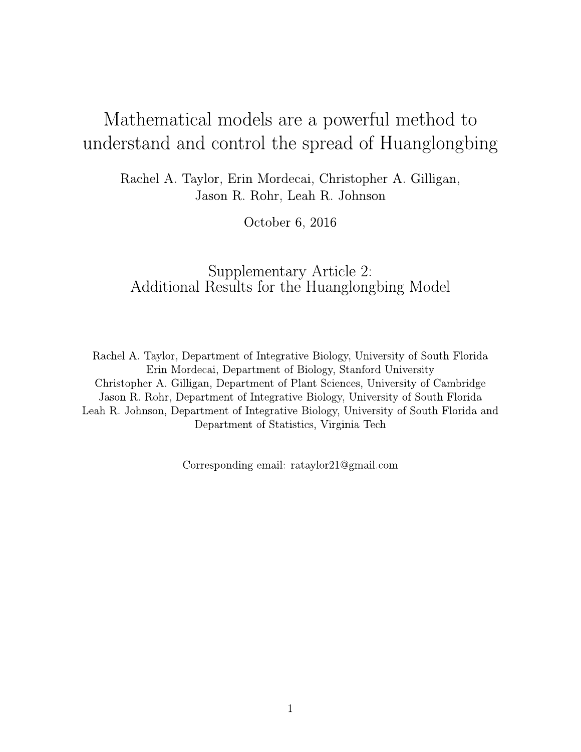# Mathematical models are a powerful method to understand and control the spread of Huanglongbing

Rachel A. Taylor, Erin Mordecai, Christopher A. Gilligan, Jason R. Rohr, Leah R. Johnson

October 6, 2016

## Supplementary Article 2: Additional Results for the Huanglongbing Model

Rachel A. Taylor, Department of Integrative Biology, University of South Florida
Erin Mordecai, Department of Biology, Stanford University
Christopher A. Gilligan, Department of Plant Sciences, University of Cambridge
Jason R. Rohr, Department of Integrative Biology, University of South Florida
Leah R. Johnson, Department of Integrative Biology, University of South Florida and Department of Statistics, Virginia Tech

Corresponding email: rataylor21@gmail.com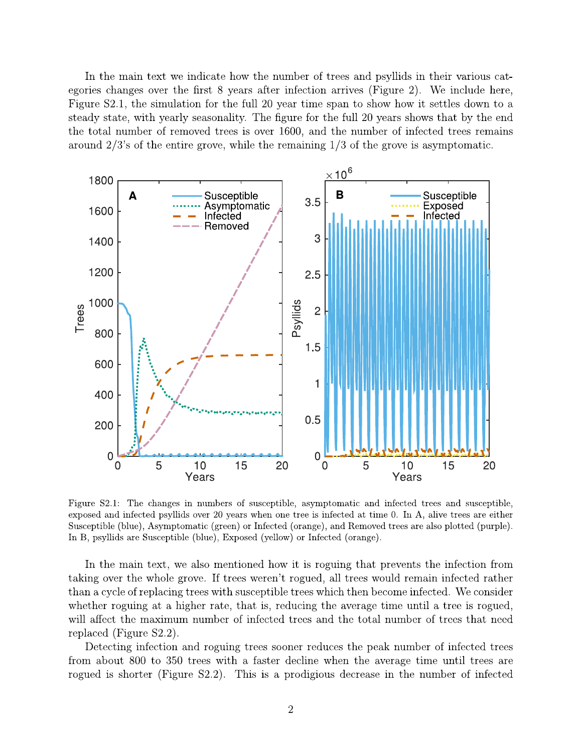In the main text we indicate how the number of trees and psyllids in their various categories changes over the first 8 years after infection arrives (Figure 2). We include here, Figure S2.1, the simulation for the full 20 year time span to show how it settles down to a steady state, with yearly seasonality. The figure for the full 20 years shows that by the end the total number of removed trees is over 1600, and the number of infected trees remains around 2/3's of the entire grove, while the remaining 1/3 of the grove is asymptomatic.

Figure S2.1: The changes in numbers of susceptible, asymptomatic and infected trees and susceptible, exposed and infected psyllids over 20 years when one tree is infected at time 0. In A, alive trees are either Susceptible (blue), Asymptomatic (green) or Infected (orange), and Removed trees are also plotted (purple). In B, psyllids are Susceptible (blue), Exposed (yellow) or Infected (orange).

In the main text, we also mentioned how it is roguing that prevents the infection from taking over the whole grove. If trees weren't rogued, all trees would remain infected rather than a cycle of replacing trees with susceptible trees which then become infected. We consider whether roguing at a higher rate, that is, reducing the average time until a tree is rogued, will affect the maximum number of infected trees and the total number of trees that need replaced (Figure S2.2).

Detecting infection and roguing trees sooner reduces the peak number of infected trees from about 800 to 350 trees with a faster decline when the average time until trees are rogued is shorter (Figure S2.2). This is a prodigious decrease in the number of infected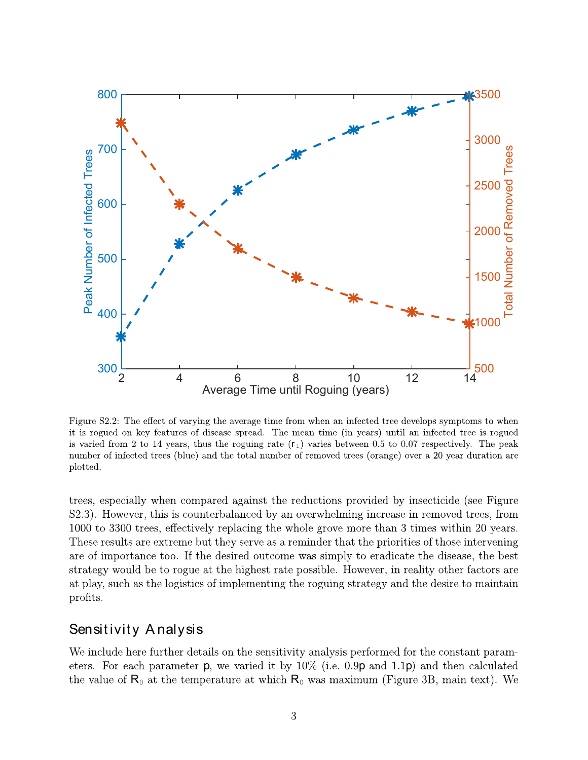Figure S2.2: The effect of varying the average time from when an infected tree develops symptoms to when it is rogued on key features of disease spread. The mean time (in years) until an infected tree is rogued is varied from 2 to 14 years, thus the roguing rate ($r_1$) varies between 0.5 to 0.07 respectively. The peak number of infected trees (blue) and the total number of removed trees (orange) over a 20 year duration are plotted.

trees, especially when compared against the reductions provided by insecticide (see Figure S2.3). However, this is counterbalanced by an overwhelming increase in removed trees, from 1000 to 3300 trees, effectively replacing the whole grove more than 3 times within 20 years. These results are extreme but they serve as a reminder that the priorities of those intervening are of importance too. If the desired outcome was simply to eradicate the disease, the best strategy would be to rogue at the highest rate possible. However, in reality other factors are at play, such as the logistics of implementing the roguing strategy and the desire to maintain profits.

## Sensitivity Analysis

We include here further details on the sensitivity analysis performed for the constant parameters. For each parameter $p$, we varied it by 10% (i.e. $0.9p$ and $1.1p$) and then calculated the value of $R_0$ at the temperature at which $R_0$ was maximum (Figure 3B, main text). We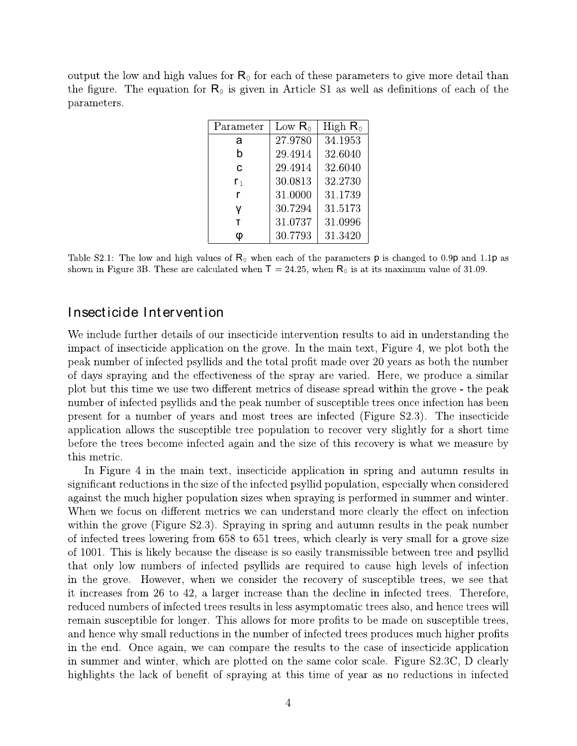output the low and high values for $R_0$ for each of these parameters to give more detail than the figure. The equation for $R_0$ is given in Article S1 as well as definitions of each of the parameters.

| Parameter | Low $R_0$ | High $R_0$ |
| --- | --- | --- |
| $a$ | 27.9780 | 34.1953 |
| $b$ | 29.4914 | 32.6040 |
| $c$ | 29.4914 | 32.6040 |
| $r_1$ | 30.0813 | 32.2730 |
| $r$ | 31.0000 | 31.1739 |
| $\gamma$ | 30.7294 | 31.5173 |
| $\tau$ | 31.0737 | 31.0996 |
| $\varphi$ | 30.7793 | 31.3420 |

Table S2.1: The low and high values of $R_0$ when each of the parameters $p$ is changed to $0.9p$ and $1.1p$ as shown in Figure 3B. These are calculated when $T = 24.25$, when $R_0$ is at its maximum value of 31.09.

## Insecticide Intervention

We include further details of our insecticide intervention results to aid in understanding the impact of insecticide application on the grove. In the main text, Figure 4, we plot both the peak number of infected psyllids and the total profit made over 20 years as both the number of days spraying and the effectiveness of the spray are varied. Here, we produce a similar plot but this time we use two different metrics of disease spread within the grove - the peak number of infected psyllids and the peak number of susceptible trees once infection has been present for a number of years and most trees are infected (Figure S2.3). The insecticide application allows the susceptible tree population to recover very slightly for a short time before the trees become infected again and the size of this recovery is what we measure by this metric.

In Figure 4 in the main text, insecticide application in spring and autumn results in significant reductions in the size of the infected psyllid population, especially when considered against the much higher population sizes when spraying is performed in summer and winter. When we focus on different metrics we can understand more clearly the effect on infection within the grove (Figure S2.3). Spraying in spring and autumn results in the peak number of infected trees lowering from 658 to 651 trees, which clearly is very small for a grove size of 1001. This is likely because the disease is so easily transmissible between tree and psyllid that only low numbers of infected psyllids are required to cause high levels of infection in the grove. However, when we consider the recovery of susceptible trees, we see that it increases from 26 to 42, a larger increase than the decline in infected trees. Therefore, reduced numbers of infected trees results in less asymptomatic trees also, and hence trees will remain susceptible for longer. This allows for more profits to be made on susceptible trees, and hence why small reductions in the number of infected trees produces much higher profits in the end. Once again, we can compare the results to the case of insecticide application in summer and winter, which are plotted on the same color scale. Figure S2.3C, D clearly highlights the lack of benefit of spraying at this time of year as no reductions in infected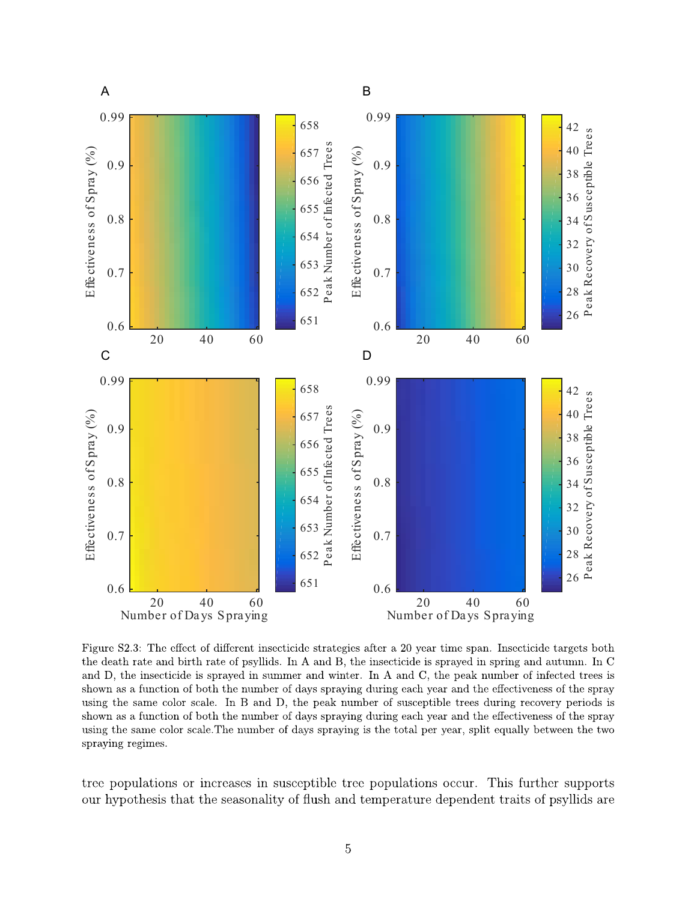Figure S2.3: The effect of different insecticide strategies after a 20 year time span. Insecticide targets both the death rate and birth rate of psyllids. In A and B, the insecticide is sprayed in spring and autumn. In C and D, the insecticide is sprayed in summer and winter. In A and C, the peak number of infected trees is shown as a function of both the number of days spraying during each year and the effectiveness of the spray using the same color scale. In B and D, the peak number of susceptible trees during recovery periods is shown as a function of both the number of days spraying during each year and the effectiveness of the spray using the same color scale.The number of days spraying is the total per year, split equally between the two spraying regimes.

tree populations or increases in susceptible tree populations occur. This further supports our hypothesis that the seasonality of flush and temperature dependent traits of psyllids are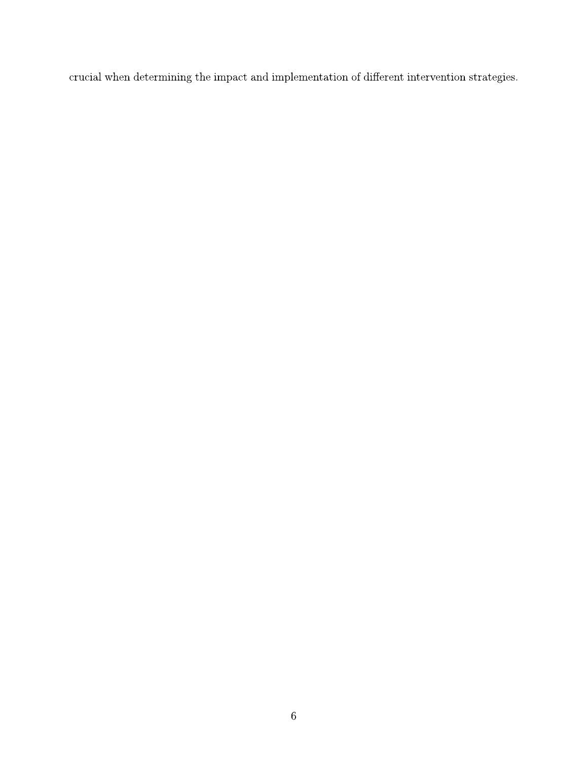crucial when determining the impact and implementation of different intervention strategies.